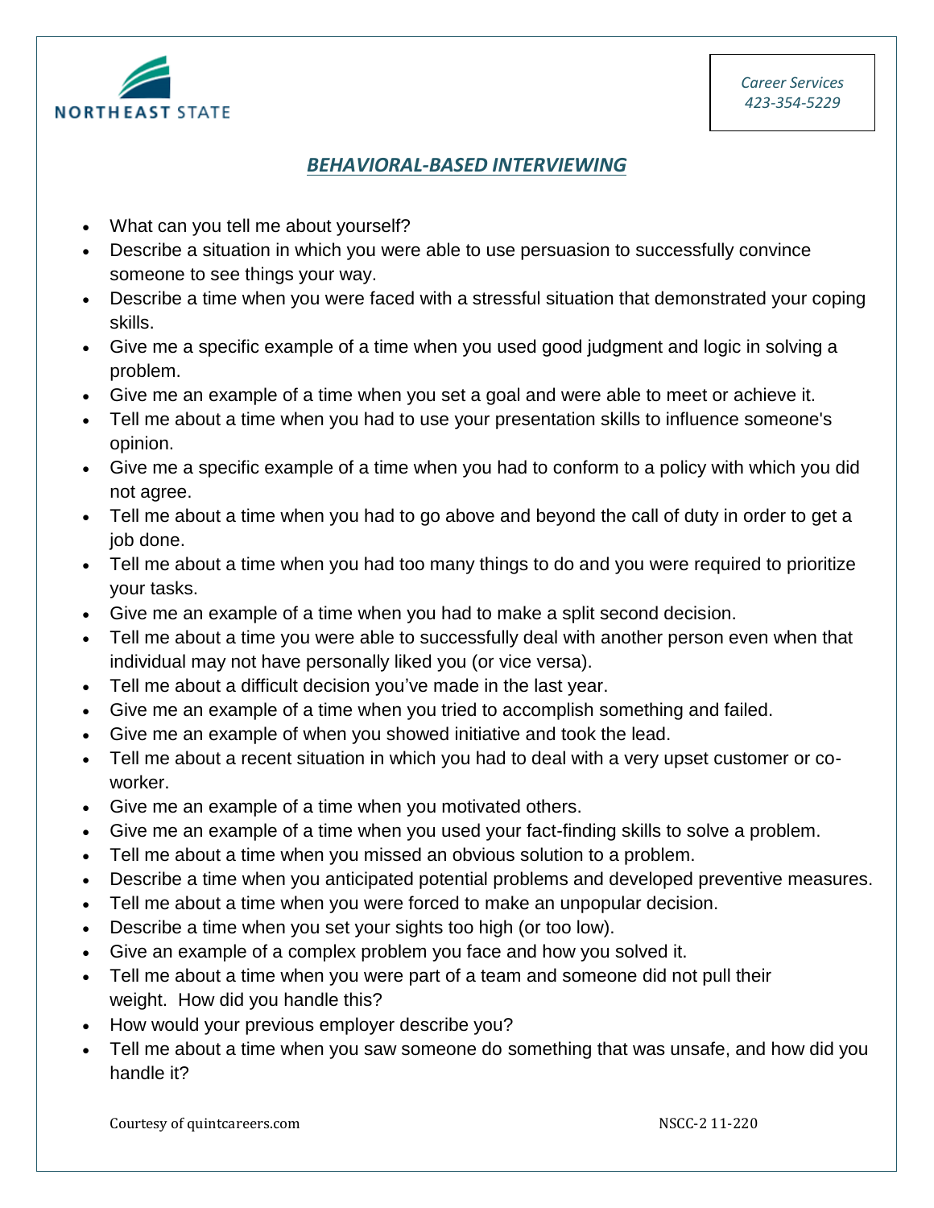NORTHEAST STATE

*Career Services*
*423-354-5229*

# ***BEHAVIORAL-BASED INTERVIEWING***

- What can you tell me about yourself?
- Describe a situation in which you were able to use persuasion to successfully convince someone to see things your way.
- Describe a time when you were faced with a stressful situation that demonstrated your coping skills.
- Give me a specific example of a time when you used good judgment and logic in solving a problem.
- Give me an example of a time when you set a goal and were able to meet or achieve it.
- Tell me about a time when you had to use your presentation skills to influence someone's opinion.
- Give me a specific example of a time when you had to conform to a policy with which you did not agree.
- Tell me about a time when you had to go above and beyond the call of duty in order to get a job done.
- Tell me about a time when you had too many things to do and you were required to prioritize your tasks.
- Give me an example of a time when you had to make a split second decision.
- Tell me about a time you were able to successfully deal with another person even when that individual may not have personally liked you (or vice versa).
- Tell me about a difficult decision you've made in the last year.
- Give me an example of a time when you tried to accomplish something and failed.
- Give me an example of when you showed initiative and took the lead.
- Tell me about a recent situation in which you had to deal with a very upset customer or co-worker.
- Give me an example of a time when you motivated others.
- Give me an example of a time when you used your fact-finding skills to solve a problem.
- Tell me about a time when you missed an obvious solution to a problem.
- Describe a time when you anticipated potential problems and developed preventive measures.
- Tell me about a time when you were forced to make an unpopular decision.
- Describe a time when you set your sights too high (or too low).
- Give an example of a complex problem you face and how you solved it.
- Tell me about a time when you were part of a team and someone did not pull their weight. How did you handle this?
- How would your previous employer describe you?
- Tell me about a time when you saw someone do something that was unsafe, and how did you handle it?

Courtesy of quintcareers.com

NSCC-2 11-220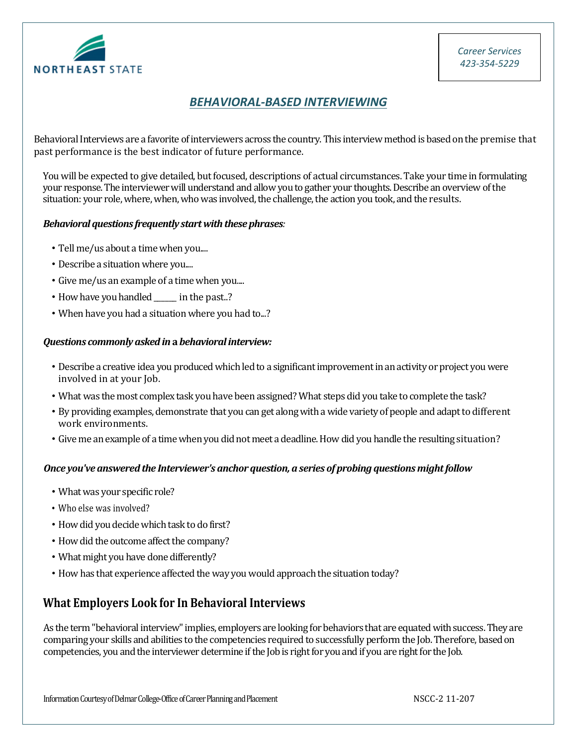NORTHEAST STATE

Career Services
423-354-5229

# BEHAVIORAL-BASED INTERVIEWING

Behavioral Interviews are a favorite of interviewers across the country. This interview method is based on the premise that past performance is the best indicator of future performance.

You will be expected to give detailed, but focused, descriptions of actual circumstances. Take your time in formulating your response. The interviewer will understand and allow you to gather your thoughts. Describe an overview of the situation: your role, where, when, who was involved, the challenge, the action you took, and the results.

***Behavioral questions frequently start with these phrases:***

- Tell me/us about a time when you....
- Describe a situation where you....
- Give me/us an example of a time when you....
- How have you handled ______ in the past..?
- When have you had a situation where you had to...?

***Questions commonly asked in a behavioral interview:***

- Describe a creative idea you produced which led to a significant improvement in an activity or project you were involved in at your Job.
- What was the most complex task you have been assigned? What steps did you take to complete the task?
- By providing examples, demonstrate that you can get along with a wide variety of people and adapt to different work environments.
- Give me an example of a time when you did not meet a deadline. How did you handle the resulting situation?

***Once you've answered the Interviewer's anchor question, a series of probing questions might follow***

- What was your specific role?
- Who else was involved?
- How did you decide which task to do first?
- How did the outcome affect the company?
- What might you have done differently?
- How has that experience affected the way you would approach the situation today?

## What Employers Look for In Behavioral Interviews

As the term "behavioral interview" implies, employers are looking for behaviors that are equated with success. They are comparing your skills and abilities to the competencies required to successfully perform the Job. Therefore, based on competencies, you and the interviewer determine if the Job is right for you and if you are right for the Job.

Information Courtesy of Delmar College-Office of Career Planning and Placement

NSCC-2 11-207